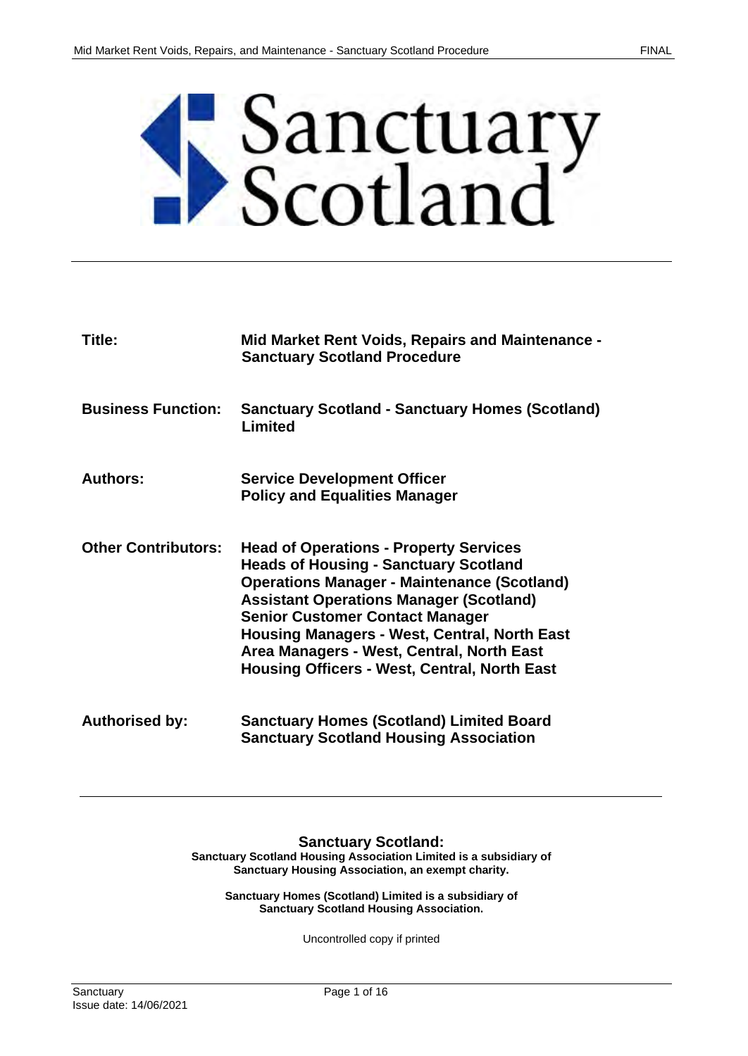# Sanctuary Scotland

| | |
|---|---|
| **Title:** | **Mid Market Rent Voids, Repairs and Maintenance - Sanctuary Scotland Procedure** |
| **Business Function:** | **Sanctuary Scotland - Sanctuary Homes (Scotland) Limited** |
| **Authors:** | **Service Development Officer**<br>**Policy and Equalities Manager** |
| **Other Contributors:** | **Head of Operations - Property Services**<br>**Heads of Housing - Sanctuary Scotland**<br>**Operations Manager - Maintenance (Scotland)**<br>**Assistant Operations Manager (Scotland)**<br>**Senior Customer Contact Manager**<br>**Housing Managers - West, Central, North East**<br>**Area Managers - West, Central, North East**<br>**Housing Officers - West, Central, North East** |
| **Authorised by:** | **Sanctuary Homes (Scotland) Limited Board**<br>**Sanctuary Scotland Housing Association** |

**Sanctuary Scotland:**

**Sanctuary Scotland Housing Association Limited is a subsidiary of Sanctuary Housing Association, an exempt charity.**

**Sanctuary Homes (Scotland) Limited is a subsidiary of Sanctuary Scotland Housing Association.**

Uncontrolled copy if printed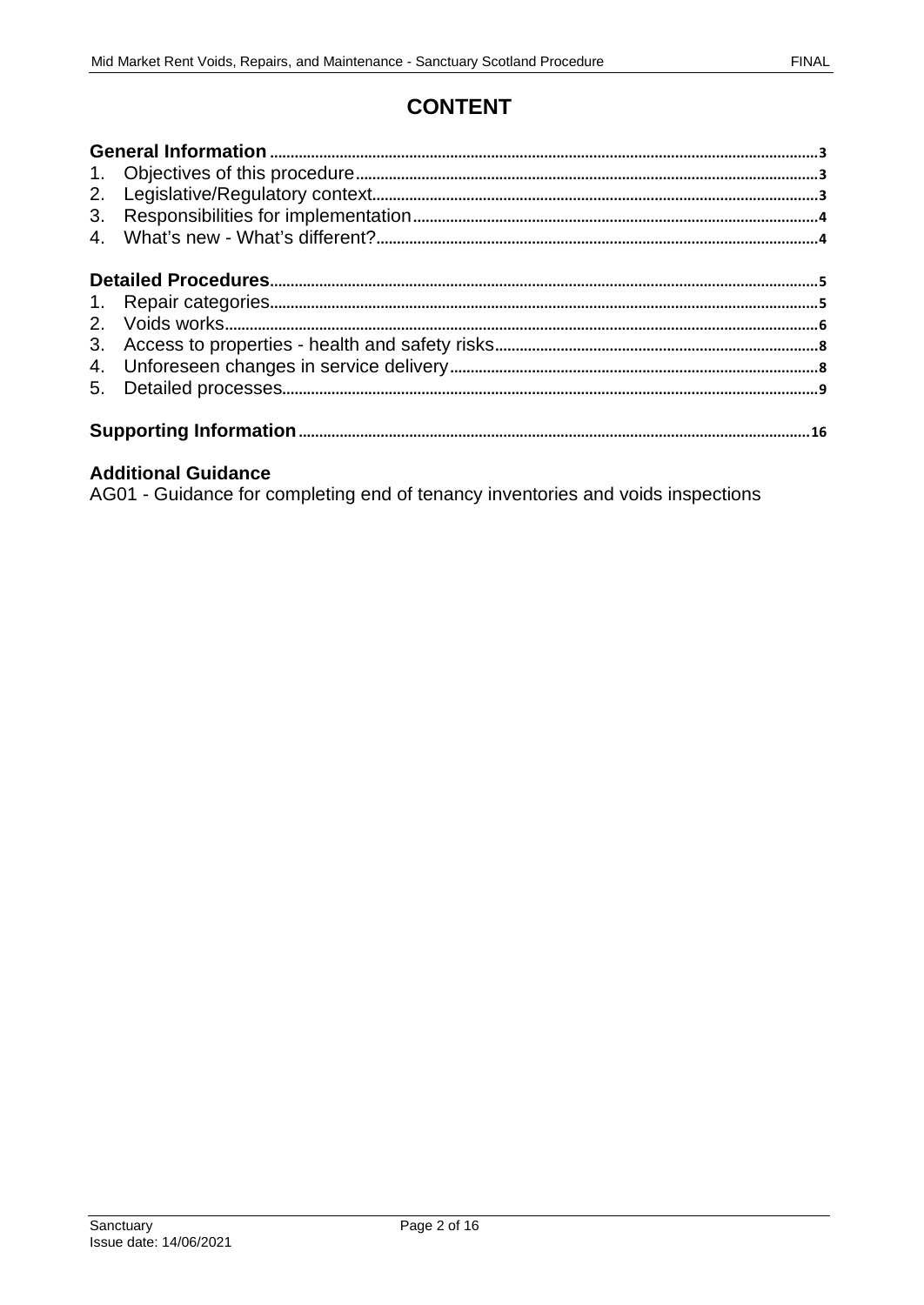# CONTENT

**General Information** 3
1. Objectives of this procedure 3
2. Legislative/Regulatory context 3
3. Responsibilities for implementation 4
4. What's new - What's different? 4

**Detailed Procedures** 5
1. Repair categories 5
2. Voids works 6
3. Access to properties - health and safety risks 8
4. Unforeseen changes in service delivery 8
5. Detailed processes 9

**Supporting Information** 16

**Additional Guidance**

AG01 - Guidance for completing end of tenancy inventories and voids inspections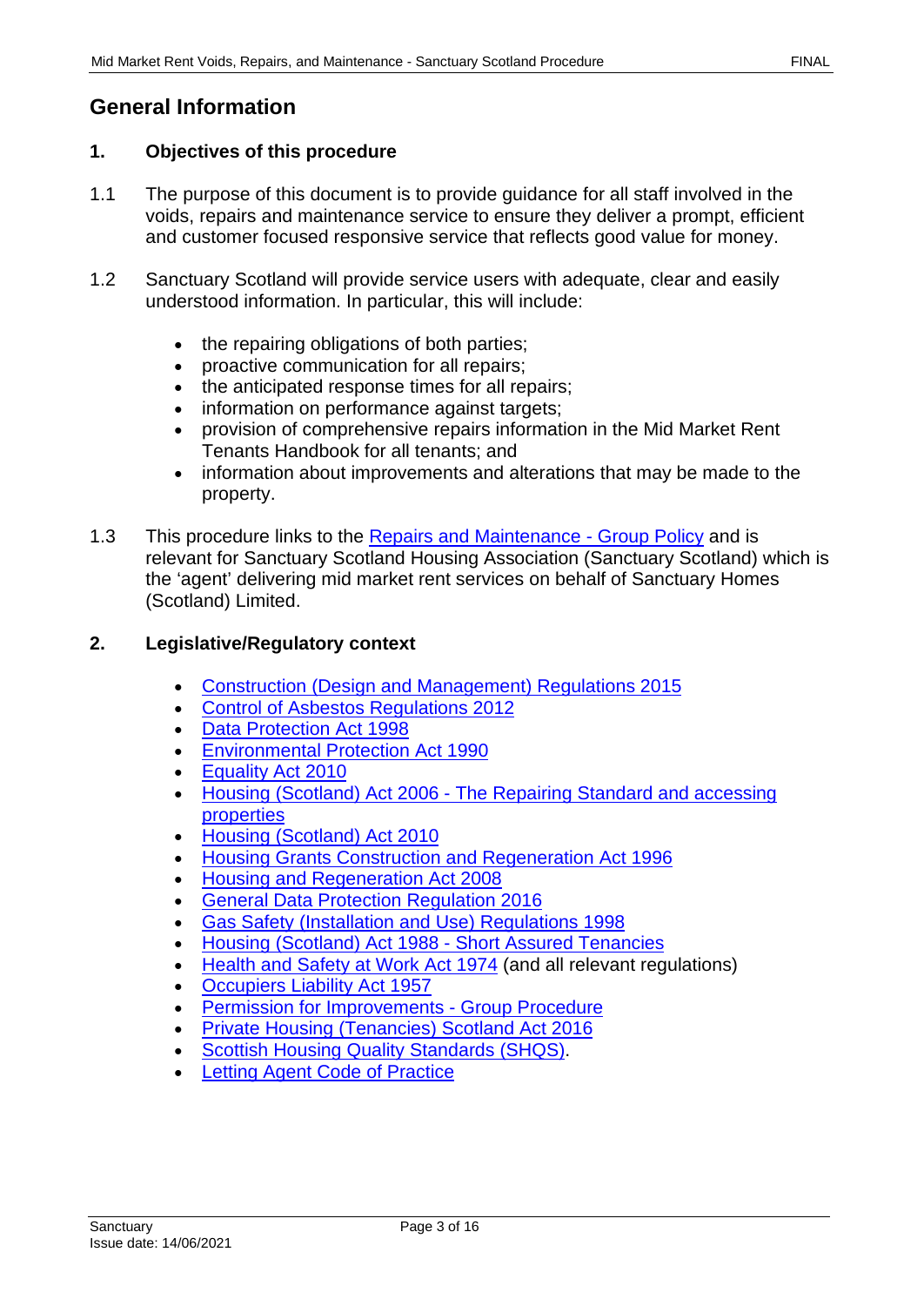# General Information

## 1. Objectives of this procedure

1.1 The purpose of this document is to provide guidance for all staff involved in the voids, repairs and maintenance service to ensure they deliver a prompt, efficient and customer focused responsive service that reflects good value for money.

1.2 Sanctuary Scotland will provide service users with adequate, clear and easily understood information. In particular, this will include:

- the repairing obligations of both parties;
- proactive communication for all repairs;
- the anticipated response times for all repairs;
- information on performance against targets;
- provision of comprehensive repairs information in the Mid Market Rent Tenants Handbook for all tenants; and
- information about improvements and alterations that may be made to the property.

1.3 This procedure links to the Repairs and Maintenance - Group Policy and is relevant for Sanctuary Scotland Housing Association (Sanctuary Scotland) which is the 'agent' delivering mid market rent services on behalf of Sanctuary Homes (Scotland) Limited.

## 2. Legislative/Regulatory context

- Construction (Design and Management) Regulations 2015
- Control of Asbestos Regulations 2012
- Data Protection Act 1998
- Environmental Protection Act 1990
- Equality Act 2010
- Housing (Scotland) Act 2006 - The Repairing Standard and accessing properties
- Housing (Scotland) Act 2010
- Housing Grants Construction and Regeneration Act 1996
- Housing and Regeneration Act 2008
- General Data Protection Regulation 2016
- Gas Safety (Installation and Use) Regulations 1998
- Housing (Scotland) Act 1988 - Short Assured Tenancies
- Health and Safety at Work Act 1974 (and all relevant regulations)
- Occupiers Liability Act 1957
- Permission for Improvements - Group Procedure
- Private Housing (Tenancies) Scotland Act 2016
- Scottish Housing Quality Standards (SHQS).
- Letting Agent Code of Practice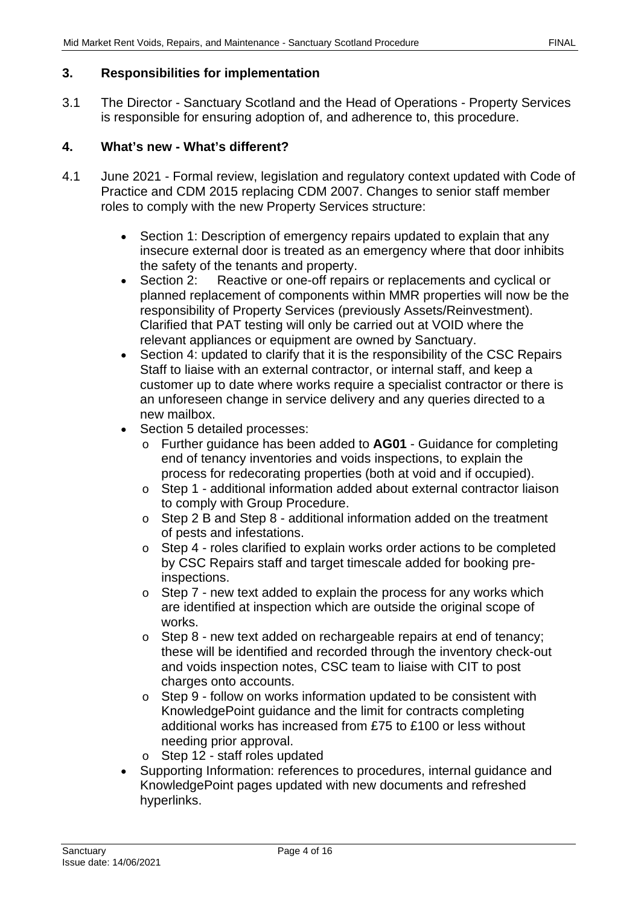## 3. Responsibilities for implementation

3.1 The Director - Sanctuary Scotland and the Head of Operations - Property Services is responsible for ensuring adoption of, and adherence to, this procedure.

## 4. What's new - What's different?

4.1 June 2021 - Formal review, legislation and regulatory context updated with Code of Practice and CDM 2015 replacing CDM 2007. Changes to senior staff member roles to comply with the new Property Services structure:

- Section 1: Description of emergency repairs updated to explain that any insecure external door is treated as an emergency where that door inhibits the safety of the tenants and property.
- Section 2: Reactive or one-off repairs or replacements and cyclical or planned replacement of components within MMR properties will now be the responsibility of Property Services (previously Assets/Reinvestment). Clarified that PAT testing will only be carried out at VOID where the relevant appliances or equipment are owned by Sanctuary.
- Section 4: updated to clarify that it is the responsibility of the CSC Repairs Staff to liaise with an external contractor, or internal staff, and keep a customer up to date where works require a specialist contractor or there is an unforeseen change in service delivery and any queries directed to a new mailbox.
- Section 5 detailed processes:
  - Further guidance has been added to **AG01** - Guidance for completing end of tenancy inventories and voids inspections, to explain the process for redecorating properties (both at void and if occupied).
  - Step 1 - additional information added about external contractor liaison to comply with Group Procedure.
  - Step 2 B and Step 8 - additional information added on the treatment of pests and infestations.
  - Step 4 - roles clarified to explain works order actions to be completed by CSC Repairs staff and target timescale added for booking pre-inspections.
  - Step 7 - new text added to explain the process for any works which are identified at inspection which are outside the original scope of works.
  - Step 8 - new text added on rechargeable repairs at end of tenancy; these will be identified and recorded through the inventory check-out and voids inspection notes, CSC team to liaise with CIT to post charges onto accounts.
  - Step 9 - follow on works information updated to be consistent with KnowledgePoint guidance and the limit for contracts completing additional works has increased from £75 to £100 or less without needing prior approval.
  - Step 12 - staff roles updated
- Supporting Information: references to procedures, internal guidance and KnowledgePoint pages updated with new documents and refreshed hyperlinks.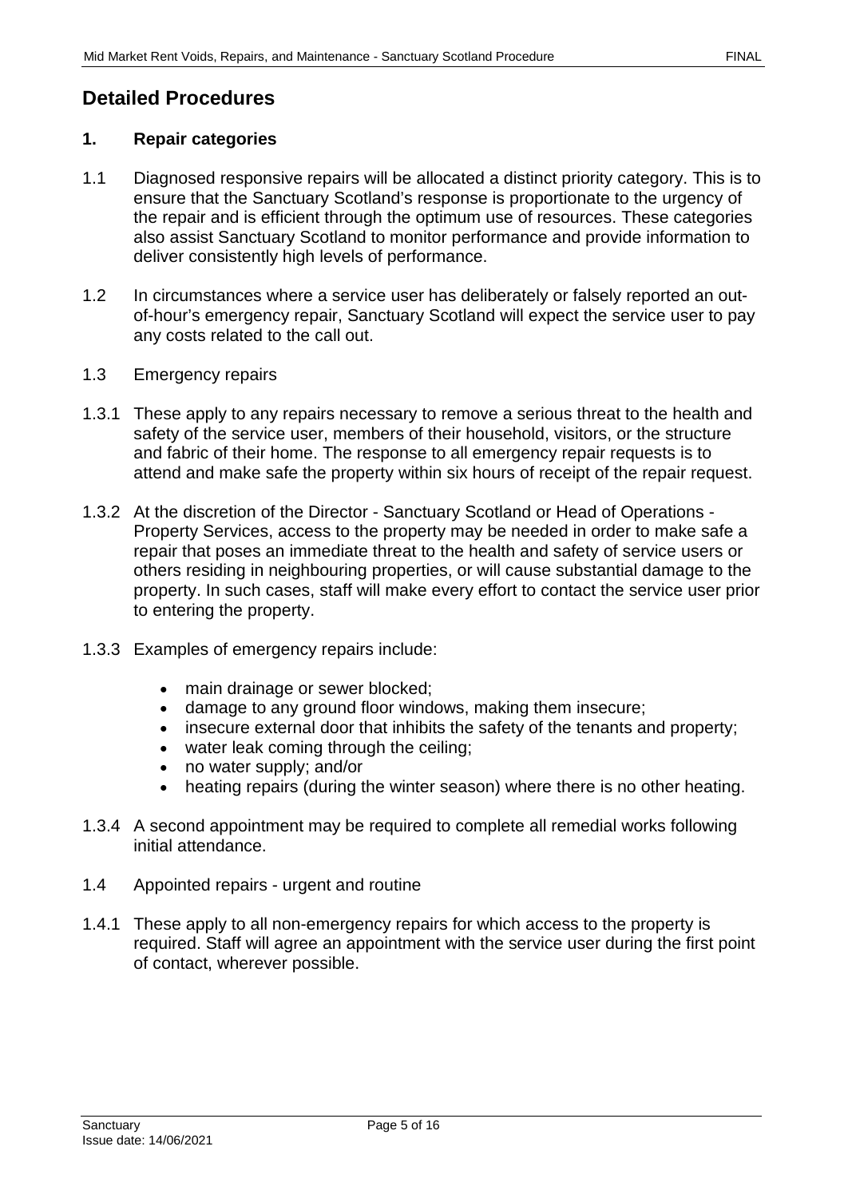## Detailed Procedures

### 1. Repair categories

1.1 Diagnosed responsive repairs will be allocated a distinct priority category. This is to ensure that the Sanctuary Scotland's response is proportionate to the urgency of the repair and is efficient through the optimum use of resources. These categories also assist Sanctuary Scotland to monitor performance and provide information to deliver consistently high levels of performance.

1.2 In circumstances where a service user has deliberately or falsely reported an out-of-hour's emergency repair, Sanctuary Scotland will expect the service user to pay any costs related to the call out.

1.3 Emergency repairs

1.3.1 These apply to any repairs necessary to remove a serious threat to the health and safety of the service user, members of their household, visitors, or the structure and fabric of their home. The response to all emergency repair requests is to attend and make safe the property within six hours of receipt of the repair request.

1.3.2 At the discretion of the Director - Sanctuary Scotland or Head of Operations - Property Services, access to the property may be needed in order to make safe a repair that poses an immediate threat to the health and safety of service users or others residing in neighbouring properties, or will cause substantial damage to the property. In such cases, staff will make every effort to contact the service user prior to entering the property.

1.3.3 Examples of emergency repairs include:

- main drainage or sewer blocked;
- damage to any ground floor windows, making them insecure;
- insecure external door that inhibits the safety of the tenants and property;
- water leak coming through the ceiling;
- no water supply; and/or
- heating repairs (during the winter season) where there is no other heating.

1.3.4 A second appointment may be required to complete all remedial works following initial attendance.

1.4 Appointed repairs - urgent and routine

1.4.1 These apply to all non-emergency repairs for which access to the property is required. Staff will agree an appointment with the service user during the first point of contact, wherever possible.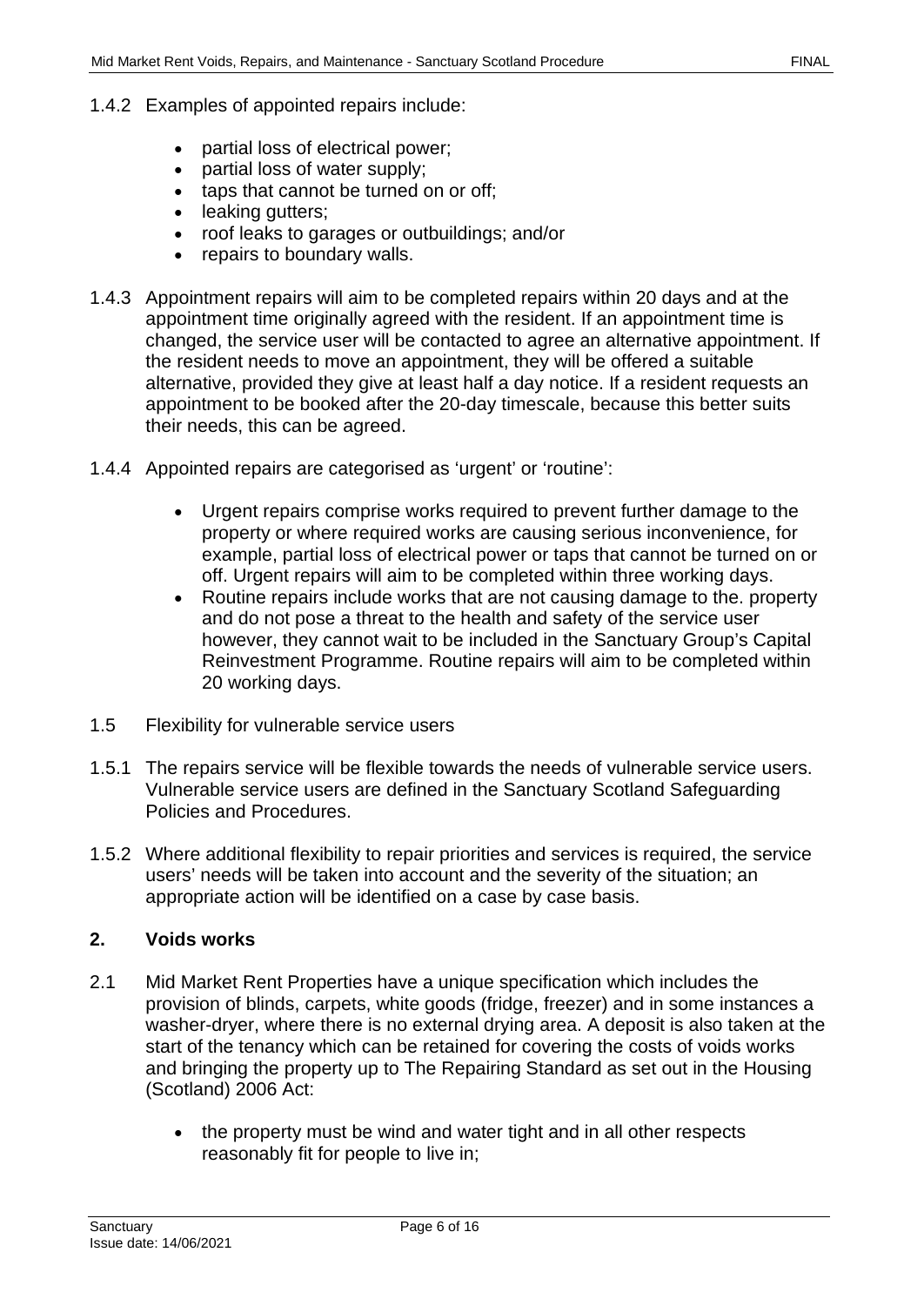1.4.2 Examples of appointed repairs include:

- partial loss of electrical power;
- partial loss of water supply;
- taps that cannot be turned on or off;
- leaking gutters;
- roof leaks to garages or outbuildings; and/or
- repairs to boundary walls.

1.4.3 Appointment repairs will aim to be completed repairs within 20 days and at the appointment time originally agreed with the resident. If an appointment time is changed, the service user will be contacted to agree an alternative appointment. If the resident needs to move an appointment, they will be offered a suitable alternative, provided they give at least half a day notice. If a resident requests an appointment to be booked after the 20-day timescale, because this better suits their needs, this can be agreed.

1.4.4 Appointed repairs are categorised as 'urgent' or 'routine':

- Urgent repairs comprise works required to prevent further damage to the property or where required works are causing serious inconvenience, for example, partial loss of electrical power or taps that cannot be turned on or off. Urgent repairs will aim to be completed within three working days.
- Routine repairs include works that are not causing damage to the. property and do not pose a threat to the health and safety of the service user however, they cannot wait to be included in the Sanctuary Group's Capital Reinvestment Programme. Routine repairs will aim to be completed within 20 working days.

1.5 Flexibility for vulnerable service users

1.5.1 The repairs service will be flexible towards the needs of vulnerable service users. Vulnerable service users are defined in the Sanctuary Scotland Safeguarding Policies and Procedures.

1.5.2 Where additional flexibility to repair priorities and services is required, the service users' needs will be taken into account and the severity of the situation; an appropriate action will be identified on a case by case basis.

## 2. Voids works

2.1 Mid Market Rent Properties have a unique specification which includes the provision of blinds, carpets, white goods (fridge, freezer) and in some instances a washer-dryer, where there is no external drying area. A deposit is also taken at the start of the tenancy which can be retained for covering the costs of voids works and bringing the property up to The Repairing Standard as set out in the Housing (Scotland) 2006 Act:

- the property must be wind and water tight and in all other respects reasonably fit for people to live in;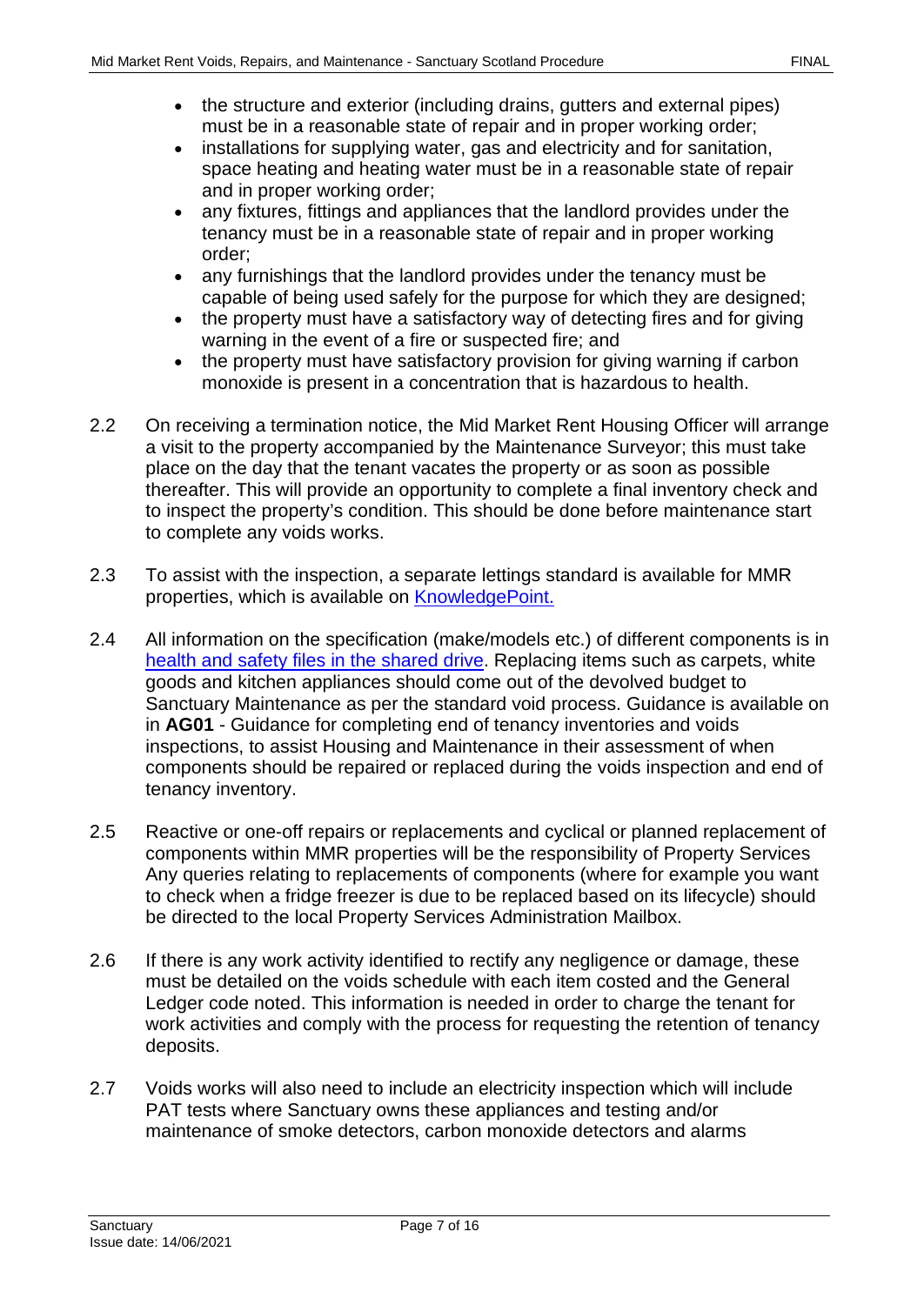- the structure and exterior (including drains, gutters and external pipes) must be in a reasonable state of repair and in proper working order;
- installations for supplying water, gas and electricity and for sanitation, space heating and heating water must be in a reasonable state of repair and in proper working order;
- any fixtures, fittings and appliances that the landlord provides under the tenancy must be in a reasonable state of repair and in proper working order;
- any furnishings that the landlord provides under the tenancy must be capable of being used safely for the purpose for which they are designed;
- the property must have a satisfactory way of detecting fires and for giving warning in the event of a fire or suspected fire; and
- the property must have satisfactory provision for giving warning if carbon monoxide is present in a concentration that is hazardous to health.

2.2 On receiving a termination notice, the Mid Market Rent Housing Officer will arrange a visit to the property accompanied by the Maintenance Surveyor; this must take place on the day that the tenant vacates the property or as soon as possible thereafter. This will provide an opportunity to complete a final inventory check and to inspect the property's condition. This should be done before maintenance start to complete any voids works.

2.3 To assist with the inspection, a separate lettings standard is available for MMR properties, which is available on KnowledgePoint.

2.4 All information on the specification (make/models etc.) of different components is in health and safety files in the shared drive. Replacing items such as carpets, white goods and kitchen appliances should come out of the devolved budget to Sanctuary Maintenance as per the standard void process. Guidance is available on in **AG01** - Guidance for completing end of tenancy inventories and voids inspections, to assist Housing and Maintenance in their assessment of when components should be repaired or replaced during the voids inspection and end of tenancy inventory.

2.5 Reactive or one-off repairs or replacements and cyclical or planned replacement of components within MMR properties will be the responsibility of Property Services Any queries relating to replacements of components (where for example you want to check when a fridge freezer is due to be replaced based on its lifecycle) should be directed to the local Property Services Administration Mailbox.

2.6 If there is any work activity identified to rectify any negligence or damage, these must be detailed on the voids schedule with each item costed and the General Ledger code noted. This information is needed in order to charge the tenant for work activities and comply with the process for requesting the retention of tenancy deposits.

2.7 Voids works will also need to include an electricity inspection which will include PAT tests where Sanctuary owns these appliances and testing and/or maintenance of smoke detectors, carbon monoxide detectors and alarms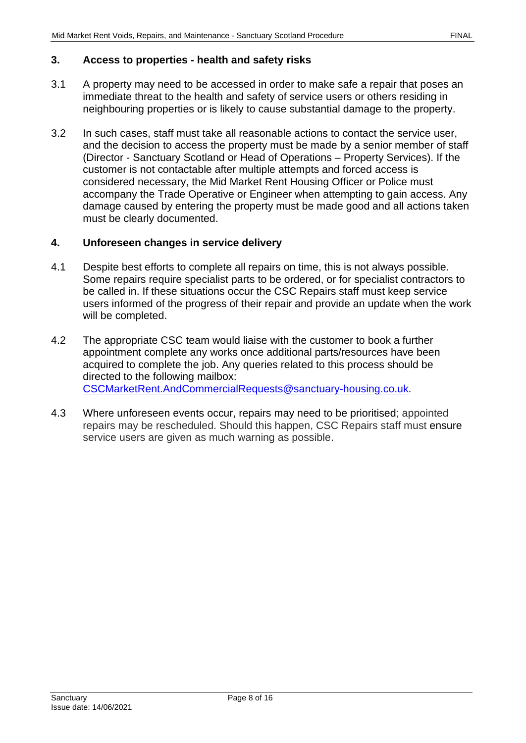## 3. Access to properties - health and safety risks

3.1 A property may need to be accessed in order to make safe a repair that poses an immediate threat to the health and safety of service users or others residing in neighbouring properties or is likely to cause substantial damage to the property.

3.2 In such cases, staff must take all reasonable actions to contact the service user, and the decision to access the property must be made by a senior member of staff (Director - Sanctuary Scotland or Head of Operations – Property Services). If the customer is not contactable after multiple attempts and forced access is considered necessary, the Mid Market Rent Housing Officer or Police must accompany the Trade Operative or Engineer when attempting to gain access. Any damage caused by entering the property must be made good and all actions taken must be clearly documented.

## 4. Unforeseen changes in service delivery

4.1 Despite best efforts to complete all repairs on time, this is not always possible. Some repairs require specialist parts to be ordered, or for specialist contractors to be called in. If these situations occur the CSC Repairs staff must keep service users informed of the progress of their repair and provide an update when the work will be completed.

4.2 The appropriate CSC team would liaise with the customer to book a further appointment complete any works once additional parts/resources have been acquired to complete the job. Any queries related to this process should be directed to the following mailbox: CSCMarketRent.AndCommercialRequests@sanctuary-housing.co.uk.

4.3 Where unforeseen events occur, repairs may need to be prioritised; appointed repairs may be rescheduled. Should this happen, CSC Repairs staff must ensure service users are given as much warning as possible.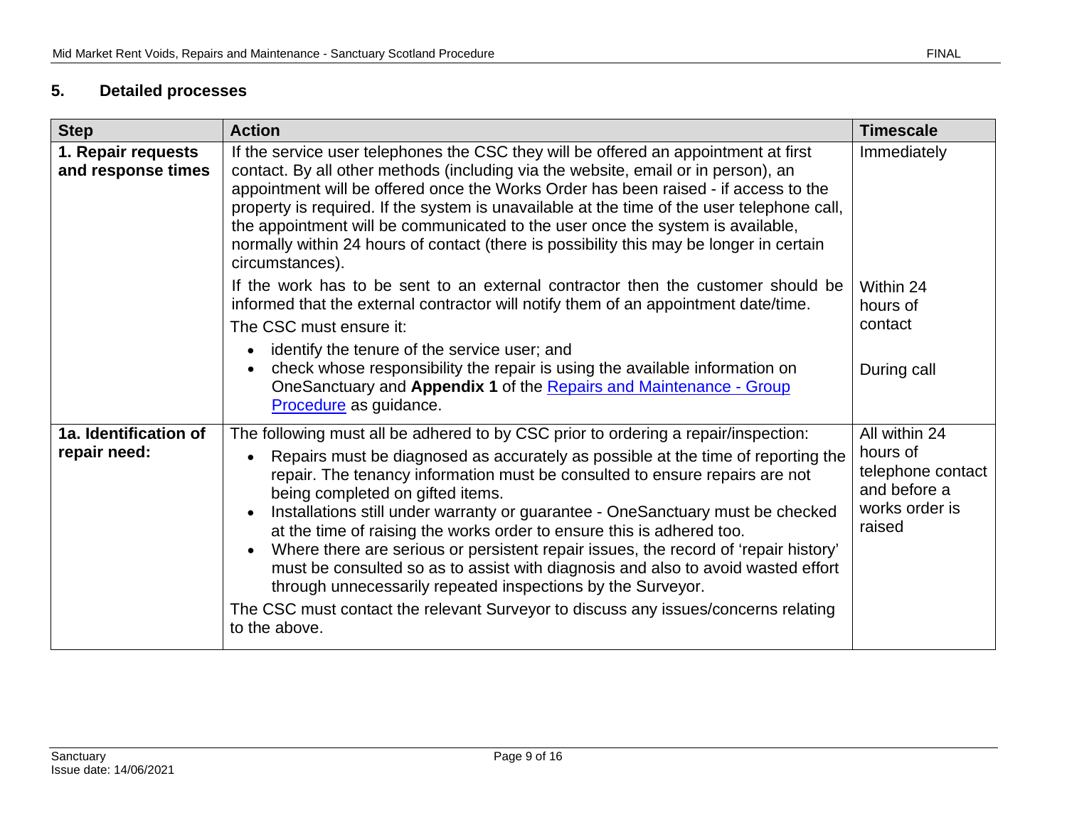## 5. Detailed processes

| Step | Action | Timescale |
|---|---|---|
| **1. Repair requests and response times** | If the service user telephones the CSC they will be offered an appointment at first contact. By all other methods (including via the website, email or in person), an appointment will be offered once the Works Order has been raised - if access to the property is required. If the system is unavailable at the time of the user telephone call, the appointment will be communicated to the user once the system is available, normally within 24 hours of contact (there is possibility this may be longer in certain circumstances).<br><br>If the work has to be sent to an external contractor then the customer should be informed that the external contractor will notify them of an appointment date/time.<br><br>The CSC must ensure it:<br>• identify the tenure of the service user; and<br>• check whose responsibility the repair is using the available information on OneSanctuary and **Appendix 1** of the [Repairs and Maintenance - Group Procedure] as guidance. | Immediately<br><br>Within 24 hours of contact<br><br>During call |
| **1a. Identification of repair need:** | The following must all be adhered to by CSC prior to ordering a repair/inspection:<br>• Repairs must be diagnosed as accurately as possible at the time of reporting the repair. The tenancy information must be consulted to ensure repairs are not being completed on gifted items.<br>• Installations still under warranty or guarantee - OneSanctuary must be checked at the time of raising the works order to ensure this is adhered too.<br>• Where there are serious or persistent repair issues, the record of 'repair history' must be consulted so as to assist with diagnosis and also to avoid wasted effort through unnecessarily repeated inspections by the Surveyor.<br><br>The CSC must contact the relevant Surveyor to discuss any issues/concerns relating to the above. | All within 24 hours of telephone contact and before a works order is raised |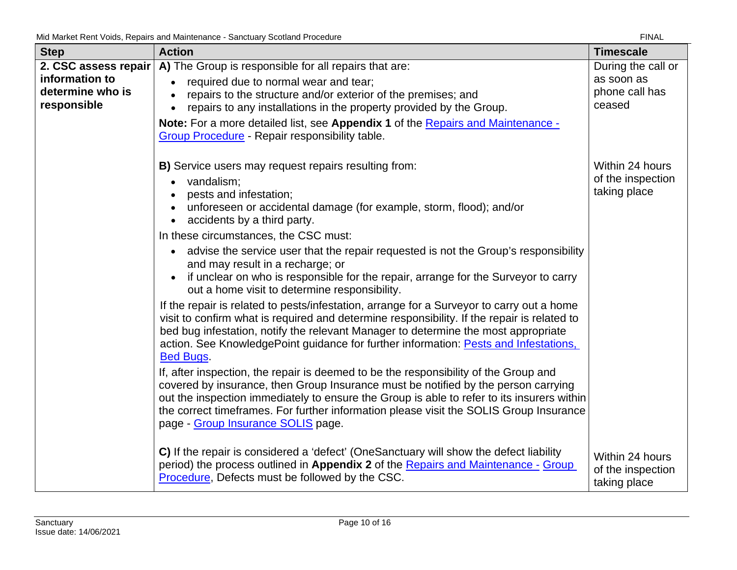| Step | Action | Timescale |
|---|---|---|
| **2. CSC assess repair information to determine who is responsible** | **A)** The Group is responsible for all repairs that are:<br>• required due to normal wear and tear;<br>• repairs to the structure and/or exterior of the premises; and<br>• repairs to any installations in the property provided by the Group.<br>**Note:** For a more detailed list, see **Appendix 1** of the Repairs and Maintenance - Group Procedure - Repair responsibility table. | During the call or as soon as phone call has ceased |
| | **B)** Service users may request repairs resulting from:<br>• vandalism;<br>• pests and infestation;<br>• unforeseen or accidental damage (for example, storm, flood); and/or<br>• accidents by a third party.<br>In these circumstances, the CSC must:<br>• advise the service user that the repair requested is not the Group's responsibility and may result in a recharge; or<br>• if unclear on who is responsible for the repair, arrange for the Surveyor to carry out a home visit to determine responsibility.<br>If the repair is related to pests/infestation, arrange for a Surveyor to carry out a home visit to confirm what is required and determine responsibility. If the repair is related to bed bug infestation, notify the relevant Manager to determine the most appropriate action. See KnowledgePoint guidance for further information: Pests and Infestations, Bed Bugs.<br>If, after inspection, the repair is deemed to be the responsibility of the Group and covered by insurance, then Group Insurance must be notified by the person carrying out the inspection immediately to ensure the Group is able to refer to its insurers within the correct timeframes. For further information please visit the SOLIS Group Insurance page - Group Insurance SOLIS page. | Within 24 hours of the inspection taking place |
| | **C)** If the repair is considered a 'defect' (OneSanctuary will show the defect liability period) the process outlined in **Appendix 2** of the Repairs and Maintenance - Group Procedure, Defects must be followed by the CSC. | Within 24 hours of the inspection taking place |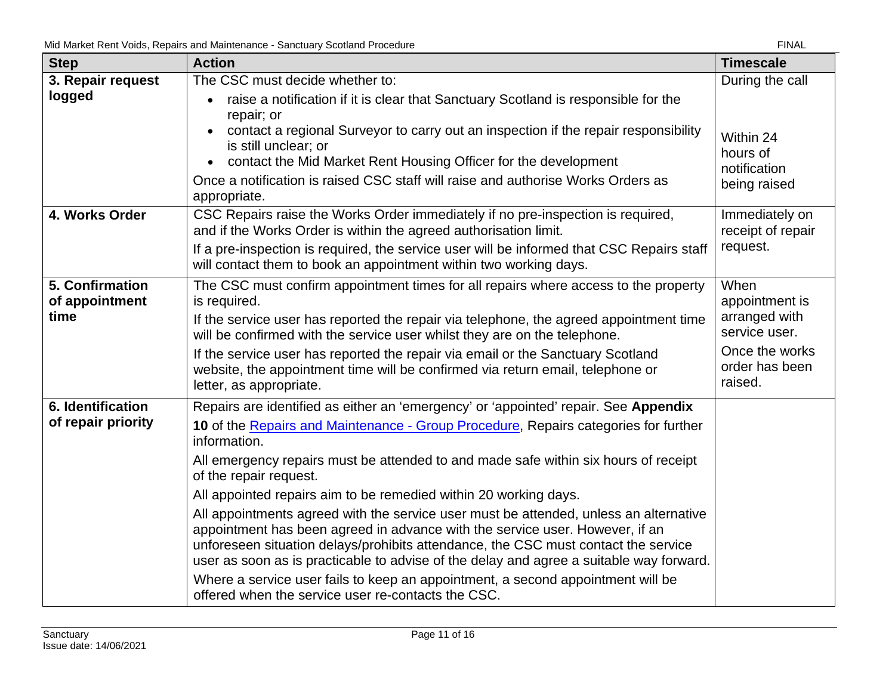| Step | Action | Timescale |
|---|---|---|
| **3. Repair request logged** | The CSC must decide whether to:<br>• raise a notification if it is clear that Sanctuary Scotland is responsible for the repair; or<br>• contact a regional Surveyor to carry out an inspection if the repair responsibility is still unclear; or<br>• contact the Mid Market Rent Housing Officer for the development<br>Once a notification is raised CSC staff will raise and authorise Works Orders as appropriate. | During the call<br><br>Within 24 hours of notification being raised |
| **4. Works Order** | CSC Repairs raise the Works Order immediately if no pre-inspection is required, and if the Works Order is within the agreed authorisation limit.<br>If a pre-inspection is required, the service user will be informed that CSC Repairs staff will contact them to book an appointment within two working days. | Immediately on receipt of repair request. |
| **5. Confirmation of appointment time** | The CSC must confirm appointment times for all repairs where access to the property is required.<br>If the service user has reported the repair via telephone, the agreed appointment time will be confirmed with the service user whilst they are on the telephone.<br>If the service user has reported the repair via email or the Sanctuary Scotland website, the appointment time will be confirmed via return email, telephone or letter, as appropriate. | When appointment is arranged with service user.<br>Once the works order has been raised. |
| **6. Identification of repair priority** | Repairs are identified as either an 'emergency' or 'appointed' repair. See **Appendix 10** of the [Repairs and Maintenance - Group Procedure](), Repairs categories for further information.<br>All emergency repairs must be attended to and made safe within six hours of receipt of the repair request.<br>All appointed repairs aim to be remedied within 20 working days.<br>All appointments agreed with the service user must be attended, unless an alternative appointment has been agreed in advance with the service user. However, if an unforeseen situation delays/prohibits attendance, the CSC must contact the service user as soon as is practicable to advise of the delay and agree a suitable way forward.<br>Where a service user fails to keep an appointment, a second appointment will be offered when the service user re-contacts the CSC. | |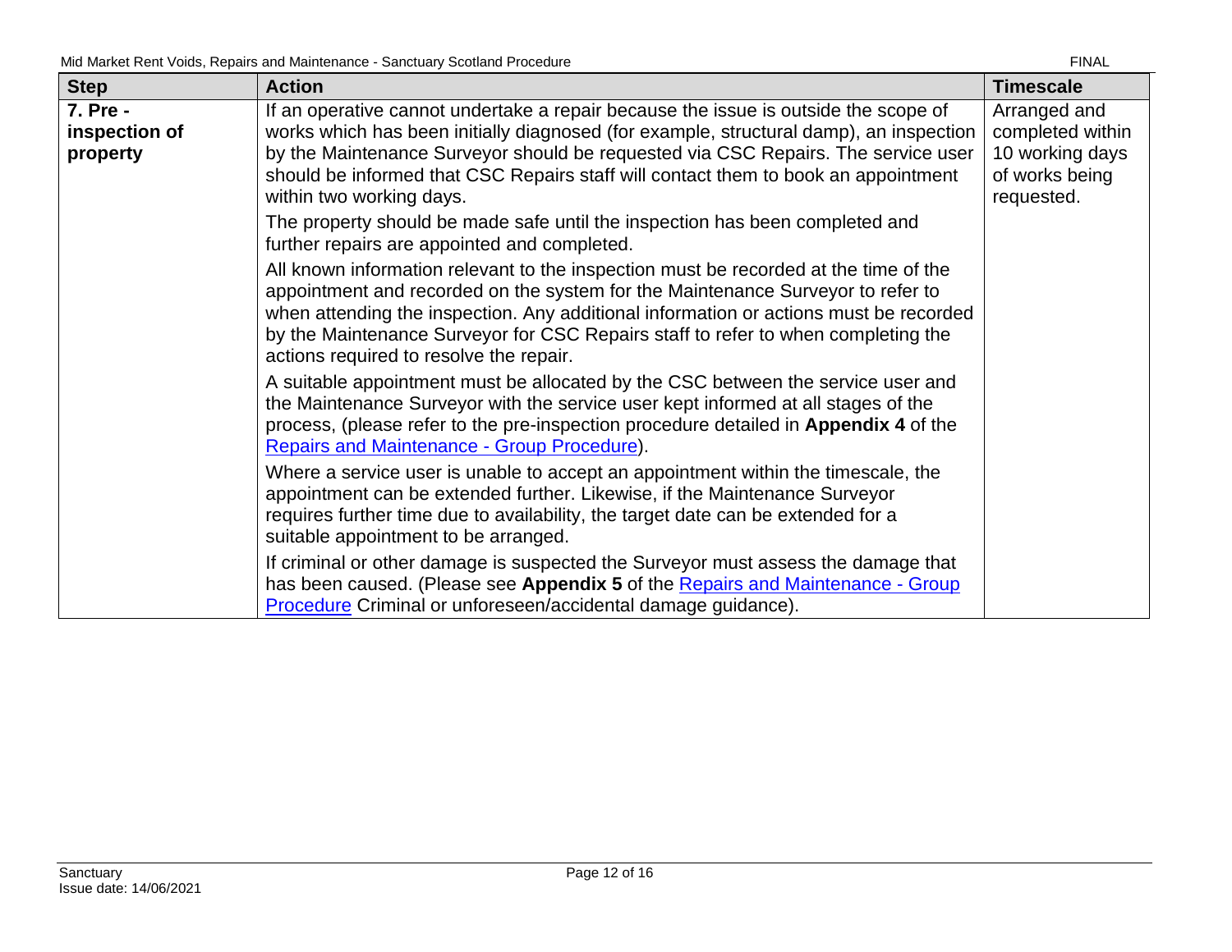| Step | Action | Timescale |
|---|---|---|
| **7. Pre - inspection of property** | If an operative cannot undertake a repair because the issue is outside the scope of works which has been initially diagnosed (for example, structural damp), an inspection by the Maintenance Surveyor should be requested via CSC Repairs. The service user should be informed that CSC Repairs staff will contact them to book an appointment within two working days.<br><br>The property should be made safe until the inspection has been completed and further repairs are appointed and completed.<br><br>All known information relevant to the inspection must be recorded at the time of the appointment and recorded on the system for the Maintenance Surveyor to refer to when attending the inspection. Any additional information or actions must be recorded by the Maintenance Surveyor for CSC Repairs staff to refer to when completing the actions required to resolve the repair.<br><br>A suitable appointment must be allocated by the CSC between the service user and the Maintenance Surveyor with the service user kept informed at all stages of the process, (please refer to the pre-inspection procedure detailed in **Appendix 4** of the Repairs and Maintenance - Group Procedure).<br><br>Where a service user is unable to accept an appointment within the timescale, the appointment can be extended further. Likewise, if the Maintenance Surveyor requires further time due to availability, the target date can be extended for a suitable appointment to be arranged.<br><br>If criminal or other damage is suspected the Surveyor must assess the damage that has been caused. (Please see **Appendix 5** of the Repairs and Maintenance - Group Procedure Criminal or unforeseen/accidental damage guidance). | Arranged and completed within 10 working days of works being requested. |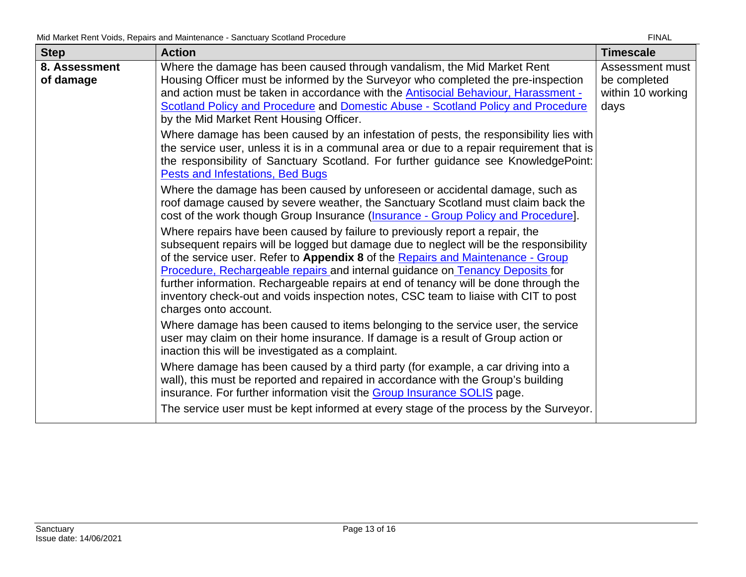| Step | Action | Timescale |
|---|---|---|
| **8. Assessment of damage** | Where the damage has been caused through vandalism, the Mid Market Rent Housing Officer must be informed by the Surveyor who completed the pre-inspection and action must be taken in accordance with the Antisocial Behaviour, Harassment - Scotland Policy and Procedure and Domestic Abuse - Scotland Policy and Procedure by the Mid Market Rent Housing Officer.<br><br>Where damage has been caused by an infestation of pests, the responsibility lies with the service user, unless it is in a communal area or due to a repair requirement that is the responsibility of Sanctuary Scotland. For further guidance see KnowledgePoint: Pests and Infestations, Bed Bugs<br><br>Where the damage has been caused by unforeseen or accidental damage, such as roof damage caused by severe weather, the Sanctuary Scotland must claim back the cost of the work though Group Insurance (Insurance - Group Policy and Procedure].<br><br>Where repairs have been caused by failure to previously report a repair, the subsequent repairs will be logged but damage due to neglect will be the responsibility of the service user. Refer to **Appendix 8** of the Repairs and Maintenance - Group Procedure, Rechargeable repairs and internal guidance on Tenancy Deposits for further information. Rechargeable repairs at end of tenancy will be done through the inventory check-out and voids inspection notes, CSC team to liaise with CIT to post charges onto account.<br><br>Where damage has been caused to items belonging to the service user, the service user may claim on their home insurance. If damage is a result of Group action or inaction this will be investigated as a complaint.<br><br>Where damage has been caused by a third party (for example, a car driving into a wall), this must be reported and repaired in accordance with the Group's building insurance. For further information visit the Group Insurance SOLIS page.<br><br>The service user must be kept informed at every stage of the process by the Surveyor. | Assessment must be completed within 10 working days |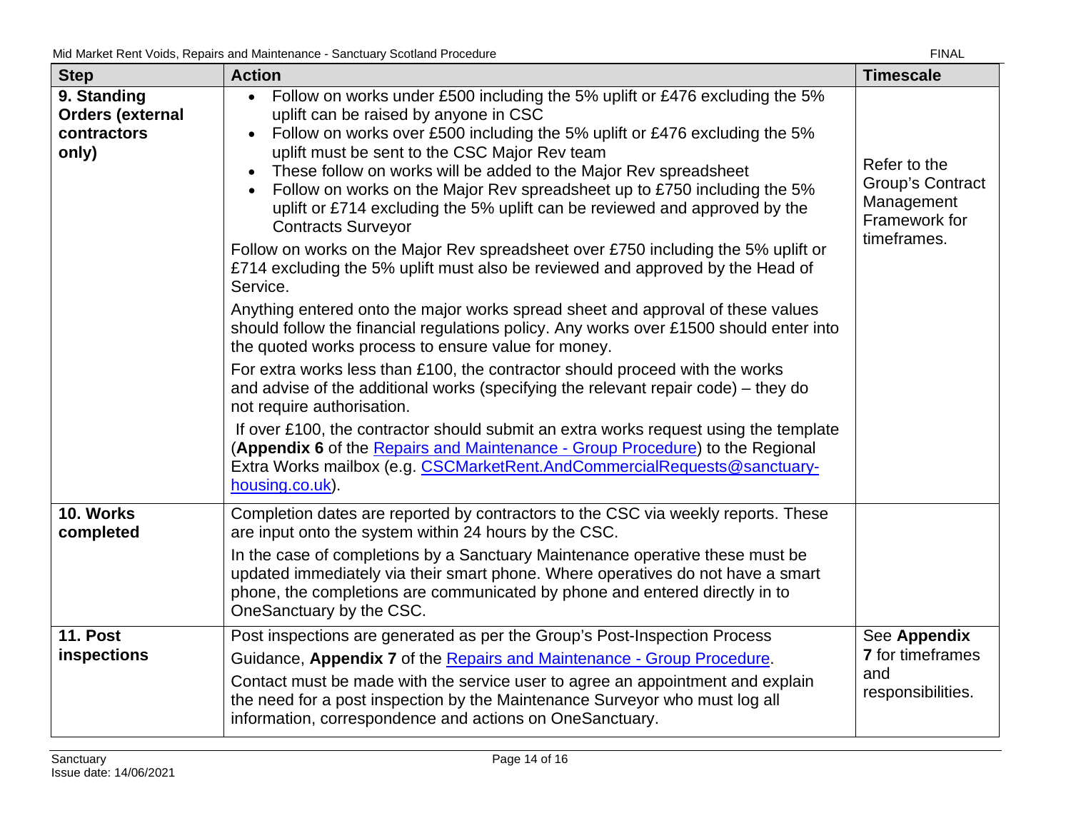| Step | Action | Timescale |
|---|---|---|
| **9. Standing Orders (external contractors only)** | • Follow on works under £500 including the 5% uplift or £476 excluding the 5% uplift can be raised by anyone in CSC<br>• Follow on works over £500 including the 5% uplift or £476 excluding the 5% uplift must be sent to the CSC Major Rev team<br>• These follow on works will be added to the Major Rev spreadsheet<br>• Follow on works on the Major Rev spreadsheet up to £750 including the 5% uplift or £714 excluding the 5% uplift can be reviewed and approved by the Contracts Surveyor<br><br>Follow on works on the Major Rev spreadsheet over £750 including the 5% uplift or £714 excluding the 5% uplift must also be reviewed and approved by the Head of Service.<br><br>Anything entered onto the major works spread sheet and approval of these values should follow the financial regulations policy. Any works over £1500 should enter into the quoted works process to ensure value for money.<br><br>For extra works less than £100, the contractor should proceed with the works and advise of the additional works (specifying the relevant repair code) – they do not require authorisation.<br><br>If over £100, the contractor should submit an extra works request using the template (**Appendix 6** of the [Repairs and Maintenance - Group Procedure]) to the Regional Extra Works mailbox (e.g. [CSCMarketRent.AndCommercialRequests@sanctuary-housing.co.uk]). | Refer to the Group's Contract Management Framework for timeframes. |
| **10. Works completed** | Completion dates are reported by contractors to the CSC via weekly reports. These are input onto the system within 24 hours by the CSC.<br><br>In the case of completions by a Sanctuary Maintenance operative these must be updated immediately via their smart phone. Where operatives do not have a smart phone, the completions are communicated by phone and entered directly in to OneSanctuary by the CSC. | |
| **11. Post inspections** | Post inspections are generated as per the Group's Post-Inspection Process Guidance, **Appendix 7** of the [Repairs and Maintenance - Group Procedure].<br><br>Contact must be made with the service user to agree an appointment and explain the need for a post inspection by the Maintenance Surveyor who must log all information, correspondence and actions on OneSanctuary. | See **Appendix 7** for timeframes and responsibilities. |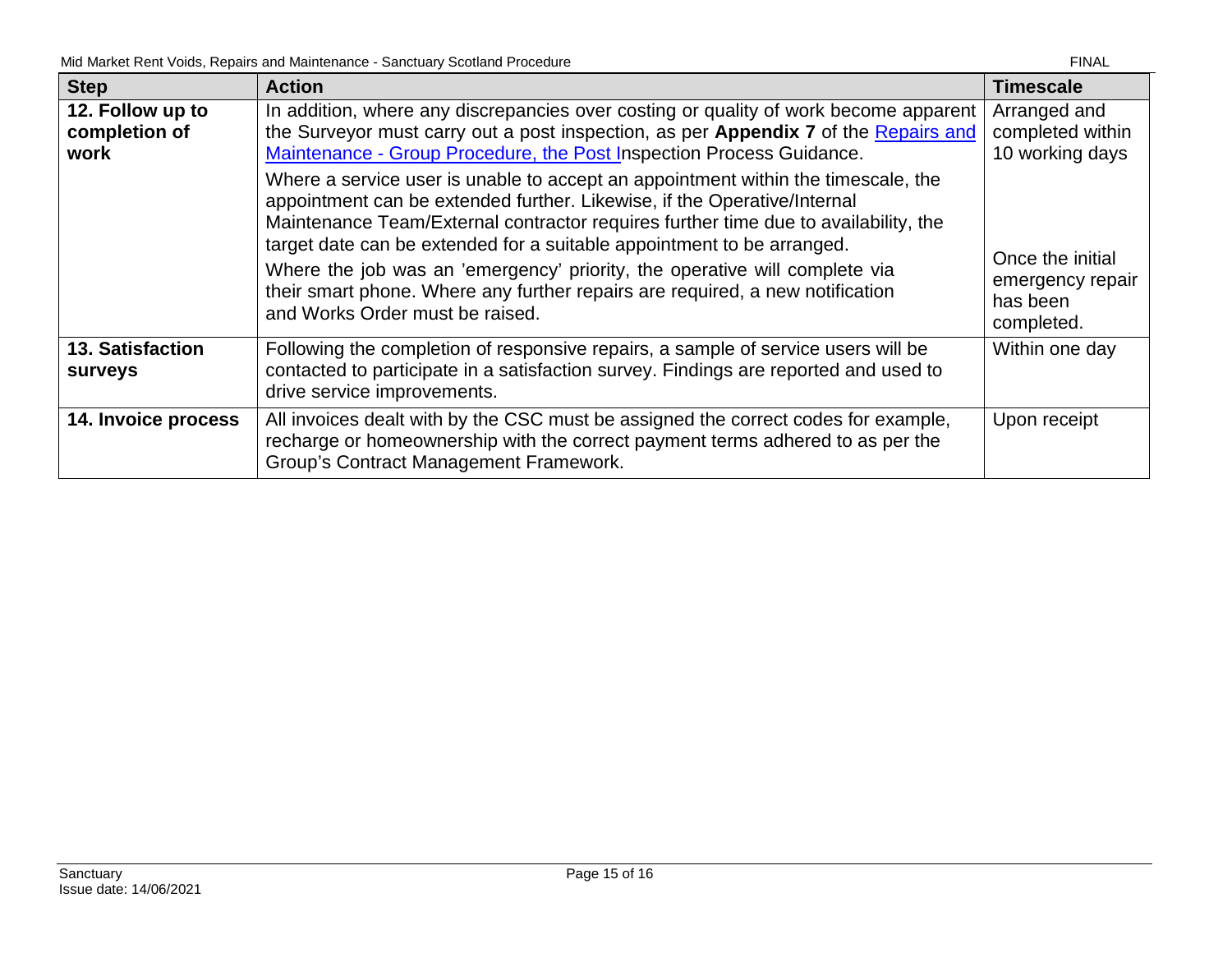| Step | Action | Timescale |
|---|---|---|
| **12. Follow up to completion of work** | In addition, where any discrepancies over costing or quality of work become apparent the Surveyor must carry out a post inspection, as per **Appendix 7** of the Repairs and Maintenance - Group Procedure, the Post Inspection Process Guidance.<br><br>Where a service user is unable to accept an appointment within the timescale, the appointment can be extended further. Likewise, if the Operative/Internal Maintenance Team/External contractor requires further time due to availability, the target date can be extended for a suitable appointment to be arranged.<br><br>Where the job was an 'emergency' priority, the operative will complete via their smart phone. Where any further repairs are required, a new notification and Works Order must be raised. | Arranged and completed within 10 working days<br><br>Once the initial emergency repair has been completed. |
| **13. Satisfaction surveys** | Following the completion of responsive repairs, a sample of service users will be contacted to participate in a satisfaction survey. Findings are reported and used to drive service improvements. | Within one day |
| **14. Invoice process** | All invoices dealt with by the CSC must be assigned the correct codes for example, recharge or homeownership with the correct payment terms adhered to as per the Group's Contract Management Framework. | Upon receipt |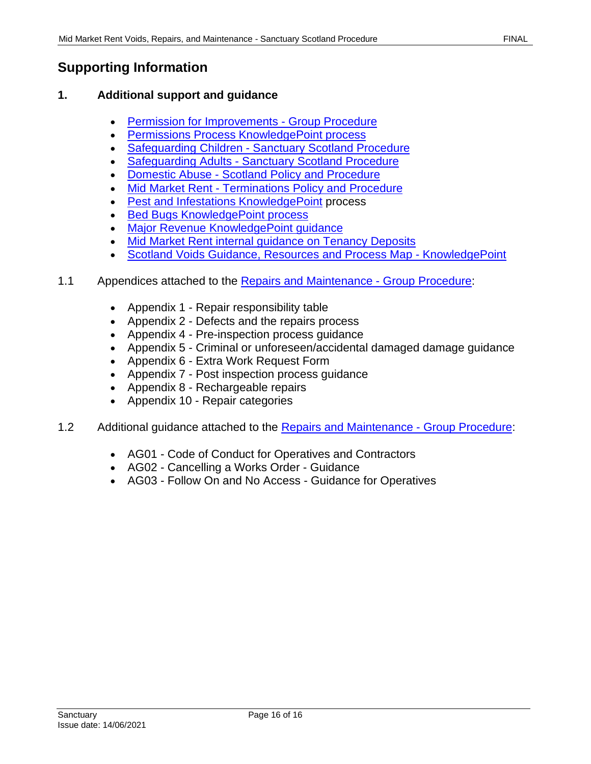# Supporting Information

## 1. Additional support and guidance

- Permission for Improvements - Group Procedure
- Permissions Process KnowledgePoint process
- Safeguarding Children - Sanctuary Scotland Procedure
- Safeguarding Adults - Sanctuary Scotland Procedure
- Domestic Abuse - Scotland Policy and Procedure
- Mid Market Rent - Terminations Policy and Procedure
- Pest and Infestations KnowledgePoint process
- Bed Bugs KnowledgePoint process
- Major Revenue KnowledgePoint guidance
- Mid Market Rent internal guidance on Tenancy Deposits
- Scotland Voids Guidance, Resources and Process Map - KnowledgePoint

1.1 Appendices attached to the Repairs and Maintenance - Group Procedure:

- Appendix 1 - Repair responsibility table
- Appendix 2 - Defects and the repairs process
- Appendix 4 - Pre-inspection process guidance
- Appendix 5 - Criminal or unforeseen/accidental damaged damage guidance
- Appendix 6 - Extra Work Request Form
- Appendix 7 - Post inspection process guidance
- Appendix 8 - Rechargeable repairs
- Appendix 10 - Repair categories

1.2 Additional guidance attached to the Repairs and Maintenance - Group Procedure:

- AG01 - Code of Conduct for Operatives and Contractors
- AG02 - Cancelling a Works Order - Guidance
- AG03 - Follow On and No Access - Guidance for Operatives